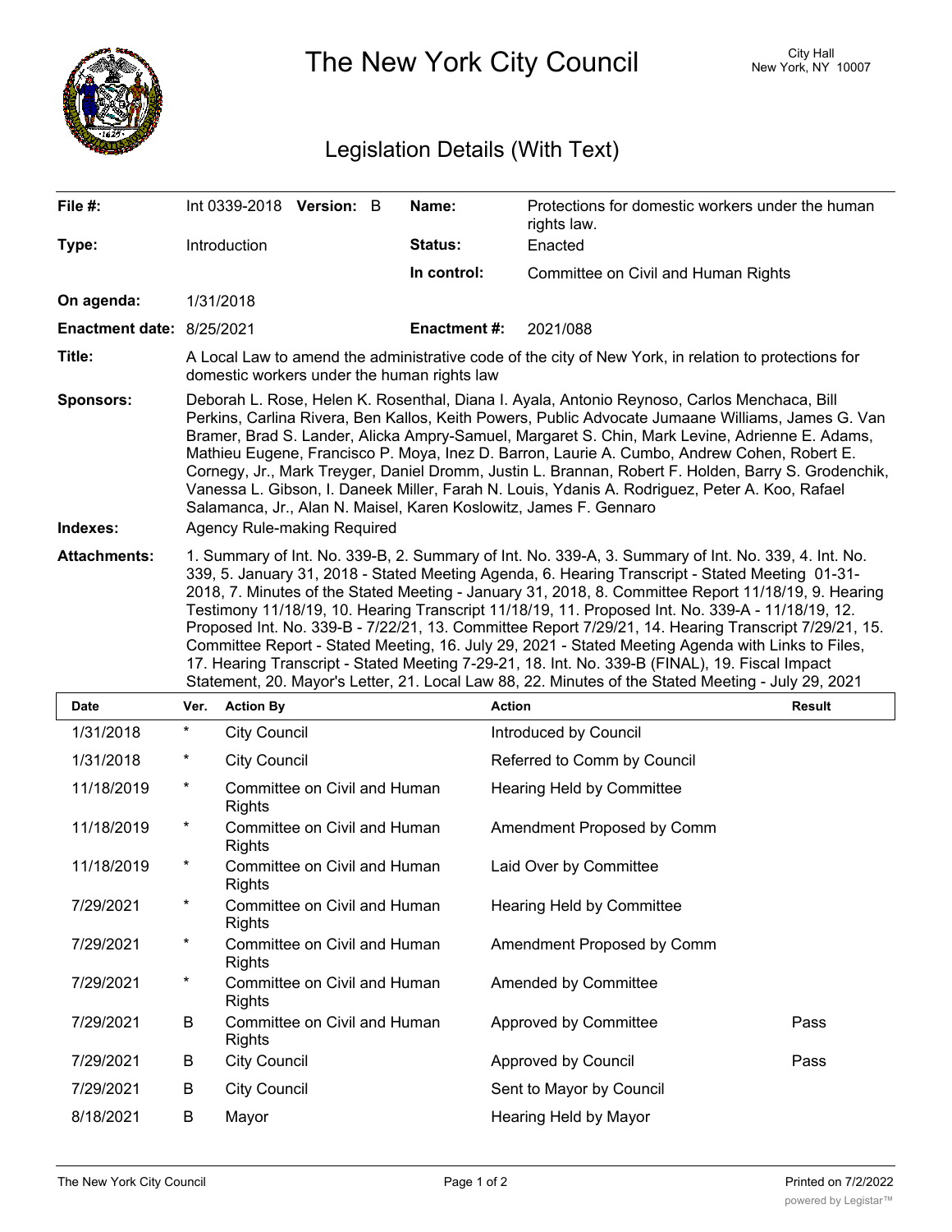# The New York City Council

City Hall
New York, NY 10007

## Legislation Details (With Text)

| | | | |
|---|---|---|---|
| **File #:** | Int 0339-2018 **Version:** B | **Name:** | Protections for domestic workers under the human rights law. |
| **Type:** | Introduction | **Status:** | Enacted |
| | | **In control:** | Committee on Civil and Human Rights |
| **On agenda:** | 1/31/2018 | | |
| **Enactment date:** | 8/25/2021 | **Enactment #:** | 2021/088 |

**Title:** A Local Law to amend the administrative code of the city of New York, in relation to protections for domestic workers under the human rights law

**Sponsors:** Deborah L. Rose, Helen K. Rosenthal, Diana I. Ayala, Antonio Reynoso, Carlos Menchaca, Bill Perkins, Carlina Rivera, Ben Kallos, Keith Powers, Public Advocate Jumaane Williams, James G. Van Bramer, Brad S. Lander, Alicka Ampry-Samuel, Margaret S. Chin, Mark Levine, Adrienne E. Adams, Mathieu Eugene, Francisco P. Moya, Inez D. Barron, Laurie A. Cumbo, Andrew Cohen, Robert E. Cornegy, Jr., Mark Treyger, Daniel Dromm, Justin L. Brannan, Robert F. Holden, Barry S. Grodenchik, Vanessa L. Gibson, I. Daneek Miller, Farah N. Louis, Ydanis A. Rodriguez, Peter A. Koo, Rafael Salamanca, Jr., Alan N. Maisel, Karen Koslowitz, James F. Gennaro

**Indexes:** Agency Rule-making Required

**Attachments:** 1. Summary of Int. No. 339-B, 2. Summary of Int. No. 339-A, 3. Summary of Int. No. 339, 4. Int. No. 339, 5. January 31, 2018 - Stated Meeting Agenda, 6. Hearing Transcript - Stated Meeting 01-31-2018, 7. Minutes of the Stated Meeting - January 31, 2018, 8. Committee Report 11/18/19, 9. Hearing Testimony 11/18/19, 10. Hearing Transcript 11/18/19, 11. Proposed Int. No. 339-A - 11/18/19, 12. Proposed Int. No. 339-B - 7/22/21, 13. Committee Report 7/29/21, 14. Hearing Transcript 7/29/21, 15. Committee Report - Stated Meeting, 16. July 29, 2021 - Stated Meeting Agenda with Links to Files, 17. Hearing Transcript - Stated Meeting 7-29-21, 18. Int. No. 339-B (FINAL), 19. Fiscal Impact Statement, 20. Mayor's Letter, 21. Local Law 88, 22. Minutes of the Stated Meeting - July 29, 2021

| Date | Ver. | Action By | Action | Result |
|---|---|---|---|---|
| 1/31/2018 | * | City Council | Introduced by Council | |
| 1/31/2018 | * | City Council | Referred to Comm by Council | |
| 11/18/2019 | * | Committee on Civil and Human Rights | Hearing Held by Committee | |
| 11/18/2019 | * | Committee on Civil and Human Rights | Amendment Proposed by Comm | |
| 11/18/2019 | * | Committee on Civil and Human Rights | Laid Over by Committee | |
| 7/29/2021 | * | Committee on Civil and Human Rights | Hearing Held by Committee | |
| 7/29/2021 | * | Committee on Civil and Human Rights | Amendment Proposed by Comm | |
| 7/29/2021 | * | Committee on Civil and Human Rights | Amended by Committee | |
| 7/29/2021 | B | Committee on Civil and Human Rights | Approved by Committee | Pass |
| 7/29/2021 | B | City Council | Approved by Council | Pass |
| 7/29/2021 | B | City Council | Sent to Mayor by Council | |
| 8/18/2021 | B | Mayor | Hearing Held by Mayor | |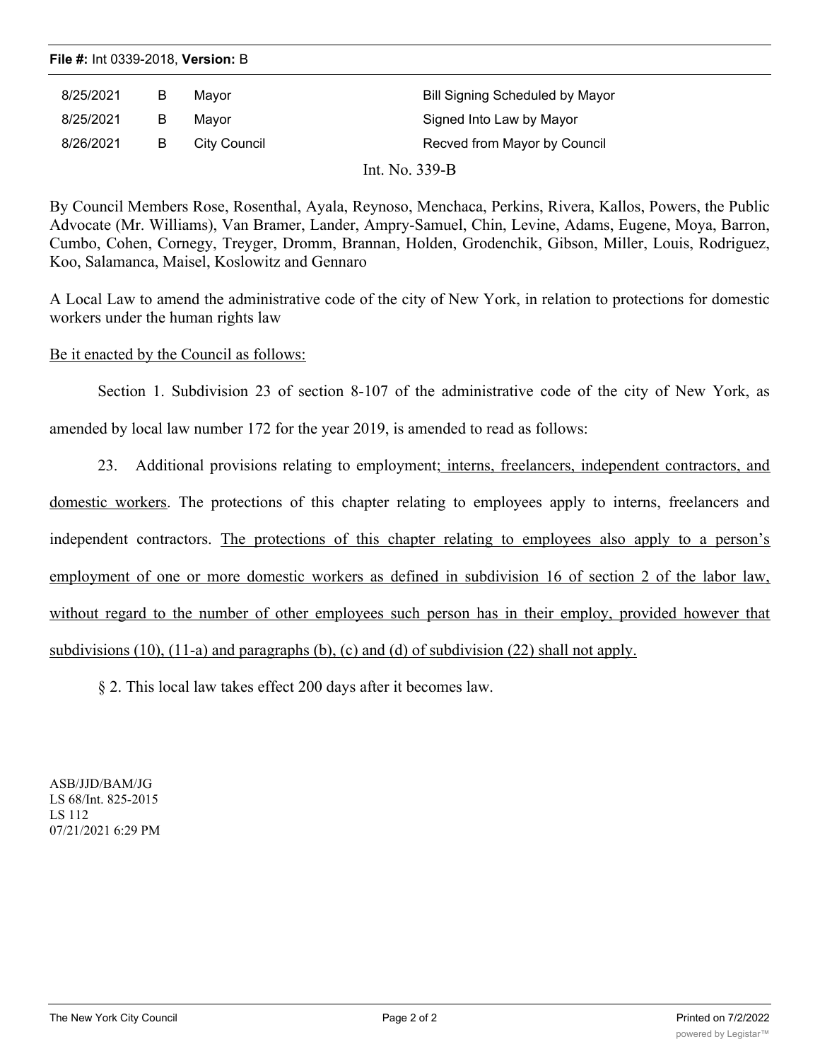| | | | |
|---|---|---|---|
| 8/25/2021 | B | Mayor | Bill Signing Scheduled by Mayor |
| 8/25/2021 | B | Mayor | Signed Into Law by Mayor |
| 8/26/2021 | B | City Council | Recved from Mayor by Council |

Int. No. 339-B

By Council Members Rose, Rosenthal, Ayala, Reynoso, Menchaca, Perkins, Rivera, Kallos, Powers, the Public Advocate (Mr. Williams), Van Bramer, Lander, Ampry-Samuel, Chin, Levine, Adams, Eugene, Moya, Barron, Cumbo, Cohen, Cornegy, Treyger, Dromm, Brannan, Holden, Grodenchik, Gibson, Miller, Louis, Rodriguez, Koo, Salamanca, Maisel, Koslowitz and Gennaro

A Local Law to amend the administrative code of the city of New York, in relation to protections for domestic workers under the human rights law

Be it enacted by the Council as follows:

Section 1. Subdivision 23 of section 8-107 of the administrative code of the city of New York, as amended by local law number 172 for the year 2019, is amended to read as follows:

23. Additional provisions relating to employment; interns, freelancers, independent contractors, and domestic workers. The protections of this chapter relating to employees apply to interns, freelancers and independent contractors. The protections of this chapter relating to employees also apply to a person's employment of one or more domestic workers as defined in subdivision 16 of section 2 of the labor law, without regard to the number of other employees such person has in their employ, provided however that subdivisions (10), (11-a) and paragraphs (b), (c) and (d) of subdivision (22) shall not apply.

§ 2. This local law takes effect 200 days after it becomes law.

ASB/JJD/BAM/JG
LS 68/Int. 825-2015
LS 112
07/21/2021 6:29 PM